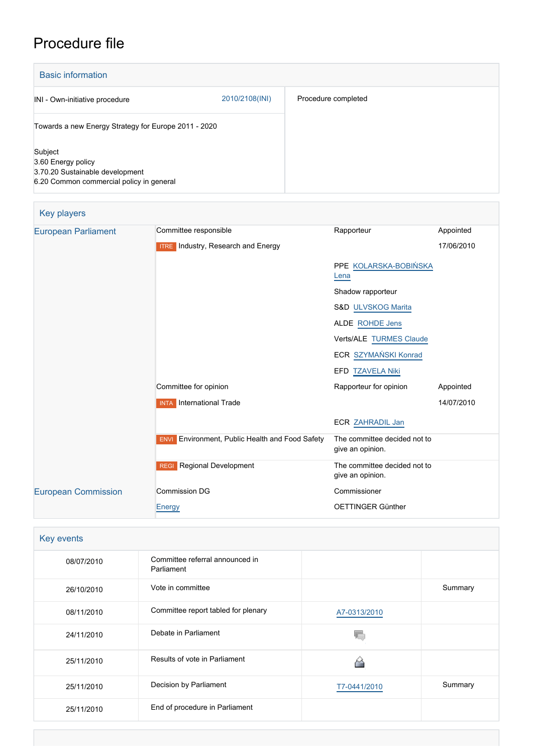# Procedure file

## Basic information

| | | |
|---|---|---|
| INI - Own-initiative procedure | 2010/2108(INI) | Procedure completed |
| Towards a new Energy Strategy for Europe 2011 - 2020 | | |
| Subject<br>3.60 Energy policy<br>3.70.20 Sustainable development<br>6.20 Common commercial policy in general | | |

## Key players

| | | | |
|---|---|---|---|
| European Parliament | Committee responsible | Rapporteur | Appointed |
| | ITRE Industry, Research and Energy | | 17/06/2010 |
| | | PPE KOLARSKA-BOBIŃSKA Lena | |
| | | Shadow rapporteur | |
| | | S&D ULVSKOG Marita | |
| | | ALDE ROHDE Jens | |
| | | Verts/ALE TURMES Claude | |
| | | ECR SZYMAŃSKI Konrad | |
| | | EFD TZAVELA Niki | |
| | Committee for opinion | Rapporteur for opinion | Appointed |
| | INTA International Trade | | 14/07/2010 |
| | | ECR ZAHRADIL Jan | |
| | ENVI Environment, Public Health and Food Safety | The committee decided not to give an opinion. | |
| | REGI Regional Development | The committee decided not to give an opinion. | |
| European Commission | Commission DG | Commissioner | |
| | Energy | OETTINGER Günther | |

## Key events

| | | | |
|---|---|---|---|
| 08/07/2010 | Committee referral announced in Parliament | | |
| 26/10/2010 | Vote in committee | | Summary |
| 08/11/2010 | Committee report tabled for plenary | A7-0313/2010 | |
| 24/11/2010 | Debate in Parliament | | |
| 25/11/2010 | Results of vote in Parliament | | |
| 25/11/2010 | Decision by Parliament | T7-0441/2010 | Summary |
| 25/11/2010 | End of procedure in Parliament | | |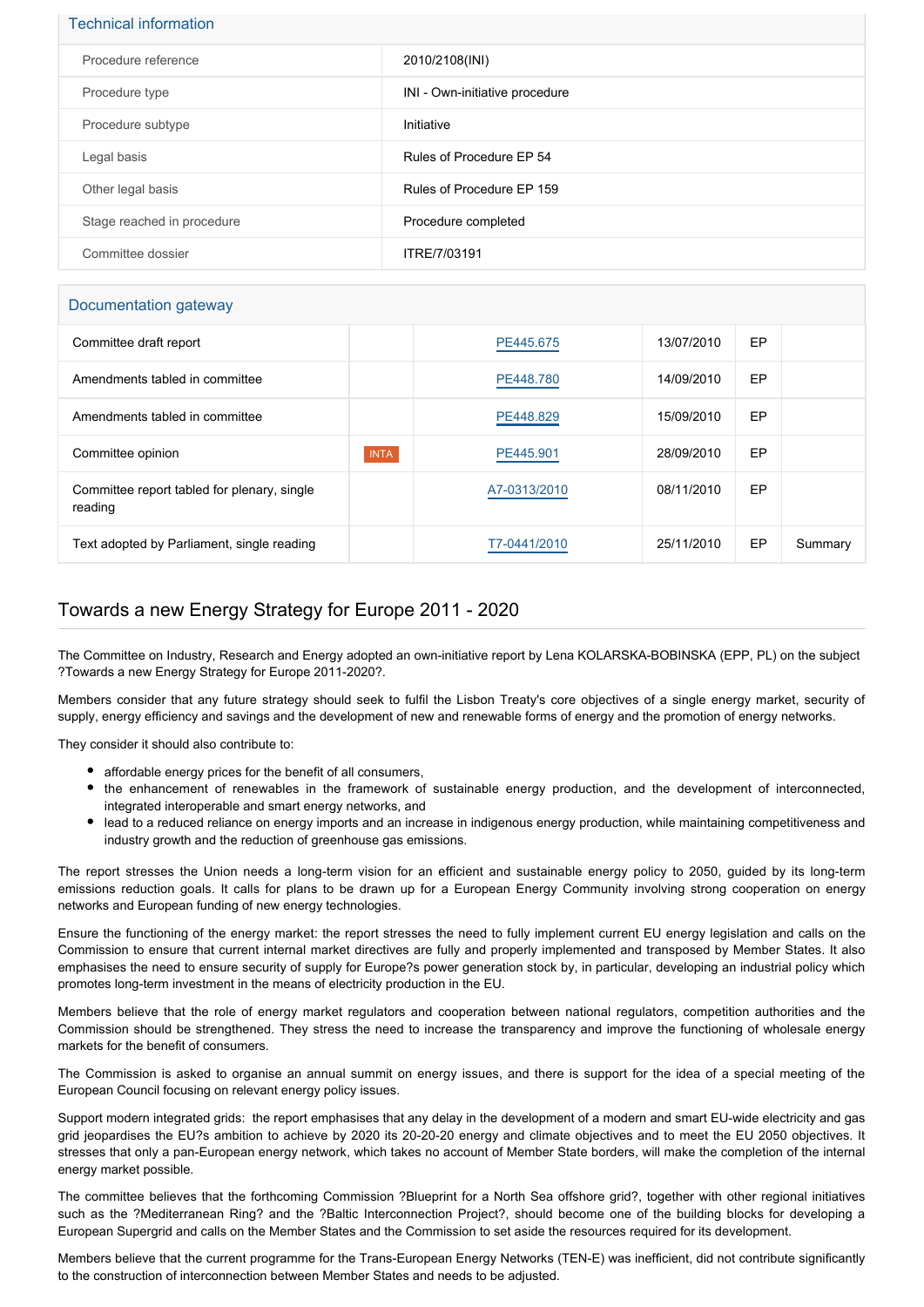## Technical information

| | |
|---|---|
| Procedure reference | 2010/2108(INI) |
| Procedure type | INI - Own-initiative procedure |
| Procedure subtype | Initiative |
| Legal basis | Rules of Procedure EP 54 |
| Other legal basis | Rules of Procedure EP 159 |
| Stage reached in procedure | Procedure completed |
| Committee dossier | ITRE/7/03191 |

## Documentation gateway

| | | | | | |
|---|---|---|---|---|---|
| Committee draft report | | PE445.675 | 13/07/2010 | EP | |
| Amendments tabled in committee | | PE448.780 | 14/09/2010 | EP | |
| Amendments tabled in committee | | PE448.829 | 15/09/2010 | EP | |
| Committee opinion | INTA | PE445.901 | 28/09/2010 | EP | |
| Committee report tabled for plenary, single reading | | A7-0313/2010 | 08/11/2010 | EP | |
| Text adopted by Parliament, single reading | | T7-0441/2010 | 25/11/2010 | EP | Summary |

## Towards a new Energy Strategy for Europe 2011 - 2020

The Committee on Industry, Research and Energy adopted an own-initiative report by Lena KOLARSKA-BOBINSKA (EPP, PL) on the subject ?Towards a new Energy Strategy for Europe 2011-2020?.

Members consider that any future strategy should seek to fulfil the Lisbon Treaty's core objectives of a single energy market, security of supply, energy efficiency and savings and the development of new and renewable forms of energy and the promotion of energy networks.

They consider it should also contribute to:

- affordable energy prices for the benefit of all consumers,
- the enhancement of renewables in the framework of sustainable energy production, and the development of interconnected, integrated interoperable and smart energy networks, and
- lead to a reduced reliance on energy imports and an increase in indigenous energy production, while maintaining competitiveness and industry growth and the reduction of greenhouse gas emissions.

The report stresses the Union needs a long-term vision for an efficient and sustainable energy policy to 2050, guided by its long-term emissions reduction goals. It calls for plans to be drawn up for a European Energy Community involving strong cooperation on energy networks and European funding of new energy technologies.

Ensure the functioning of the energy market: the report stresses the need to fully implement current EU energy legislation and calls on the Commission to ensure that current internal market directives are fully and properly implemented and transposed by Member States. It also emphasises the need to ensure security of supply for Europe?s power generation stock by, in particular, developing an industrial policy which promotes long-term investment in the means of electricity production in the EU.

Members believe that the role of energy market regulators and cooperation between national regulators, competition authorities and the Commission should be strengthened. They stress the need to increase the transparency and improve the functioning of wholesale energy markets for the benefit of consumers.

The Commission is asked to organise an annual summit on energy issues, and there is support for the idea of a special meeting of the European Council focusing on relevant energy policy issues.

Support modern integrated grids: the report emphasises that any delay in the development of a modern and smart EU-wide electricity and gas grid jeopardises the EU?s ambition to achieve by 2020 its 20-20-20 energy and climate objectives and to meet the EU 2050 objectives. It stresses that only a pan-European energy network, which takes no account of Member State borders, will make the completion of the internal energy market possible.

The committee believes that the forthcoming Commission ?Blueprint for a North Sea offshore grid?, together with other regional initiatives such as the ?Mediterranean Ring? and the ?Baltic Interconnection Project?, should become one of the building blocks for developing a European Supergrid and calls on the Member States and the Commission to set aside the resources required for its development.

Members believe that the current programme for the Trans-European Energy Networks (TEN-E) was inefficient, did not contribute significantly to the construction of interconnection between Member States and needs to be adjusted.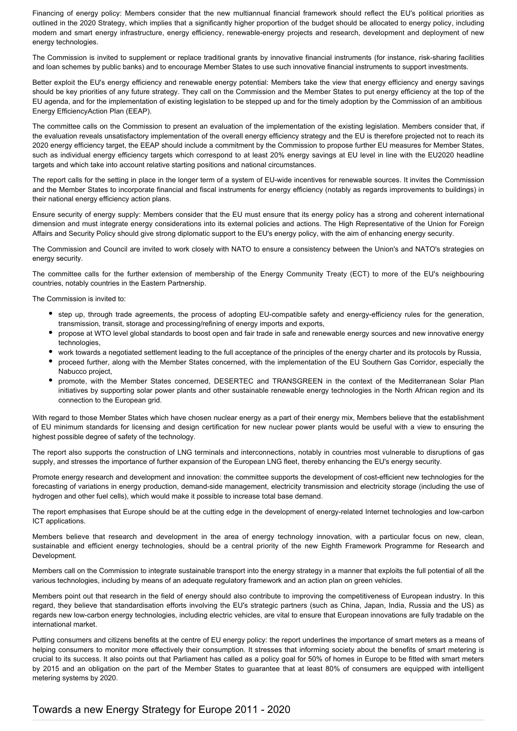Financing of energy policy: Members consider that the new multiannual financial framework should reflect the EU's political priorities as outlined in the 2020 Strategy, which implies that a significantly higher proportion of the budget should be allocated to energy policy, including modern and smart energy infrastructure, energy efficiency, renewable-energy projects and research, development and deployment of new energy technologies.

The Commission is invited to supplement or replace traditional grants by innovative financial instruments (for instance, risk-sharing facilities and loan schemes by public banks) and to encourage Member States to use such innovative financial instruments to support investments.

Better exploit the EU's energy efficiency and renewable energy potential: Members take the view that energy efficiency and energy savings should be key priorities of any future strategy. They call on the Commission and the Member States to put energy efficiency at the top of the EU agenda, and for the implementation of existing legislation to be stepped up and for the timely adoption by the Commission of an ambitious Energy EfficiencyAction Plan (EEAP).

The committee calls on the Commission to present an evaluation of the implementation of the existing legislation. Members consider that, if the evaluation reveals unsatisfactory implementation of the overall energy efficiency strategy and the EU is therefore projected not to reach its 2020 energy efficiency target, the EEAP should include a commitment by the Commission to propose further EU measures for Member States, such as individual energy efficiency targets which correspond to at least 20% energy savings at EU level in line with the EU2020 headline targets and which take into account relative starting positions and national circumstances.

The report calls for the setting in place in the longer term of a system of EU-wide incentives for renewable sources. It invites the Commission and the Member States to incorporate financial and fiscal instruments for energy efficiency (notably as regards improvements to buildings) in their national energy efficiency action plans.

Ensure security of energy supply: Members consider that the EU must ensure that its energy policy has a strong and coherent international dimension and must integrate energy considerations into its external policies and actions. The High Representative of the Union for Foreign Affairs and Security Policy should give strong diplomatic support to the EU's energy policy, with the aim of enhancing energy security.

The Commission and Council are invited to work closely with NATO to ensure a consistency between the Union's and NATO's strategies on energy security.

The committee calls for the further extension of membership of the Energy Community Treaty (ECT) to more of the EU's neighbouring countries, notably countries in the Eastern Partnership.

The Commission is invited to:

- step up, through trade agreements, the process of adopting EU-compatible safety and energy-efficiency rules for the generation, transmission, transit, storage and processing/refining of energy imports and exports,
- propose at WTO level global standards to boost open and fair trade in safe and renewable energy sources and new innovative energy technologies,
- work towards a negotiated settlement leading to the full acceptance of the principles of the energy charter and its protocols by Russia,
- proceed further, along with the Member States concerned, with the implementation of the EU Southern Gas Corridor, especially the Nabucco project,
- promote, with the Member States concerned, DESERTEC and TRANSGREEN in the context of the Mediterranean Solar Plan initiatives by supporting solar power plants and other sustainable renewable energy technologies in the North African region and its connection to the European grid.

With regard to those Member States which have chosen nuclear energy as a part of their energy mix, Members believe that the establishment of EU minimum standards for licensing and design certification for new nuclear power plants would be useful with a view to ensuring the highest possible degree of safety of the technology.

The report also supports the construction of LNG terminals and interconnections, notably in countries most vulnerable to disruptions of gas supply, and stresses the importance of further expansion of the European LNG fleet, thereby enhancing the EU's energy security.

Promote energy research and development and innovation: the committee supports the development of cost-efficient new technologies for the forecasting of variations in energy production, demand-side management, electricity transmission and electricity storage (including the use of hydrogen and other fuel cells), which would make it possible to increase total base demand.

The report emphasises that Europe should be at the cutting edge in the development of energy-related Internet technologies and low-carbon ICT applications.

Members believe that research and development in the area of energy technology innovation, with a particular focus on new, clean, sustainable and efficient energy technologies, should be a central priority of the new Eighth Framework Programme for Research and Development.

Members call on the Commission to integrate sustainable transport into the energy strategy in a manner that exploits the full potential of all the various technologies, including by means of an adequate regulatory framework and an action plan on green vehicles.

Members point out that research in the field of energy should also contribute to improving the competitiveness of European industry. In this regard, they believe that standardisation efforts involving the EU's strategic partners (such as China, Japan, India, Russia and the US) as regards new low-carbon energy technologies, including electric vehicles, are vital to ensure that European innovations are fully tradable on the international market.

Putting consumers and citizens benefits at the centre of EU energy policy: the report underlines the importance of smart meters as a means of helping consumers to monitor more effectively their consumption. It stresses that informing society about the benefits of smart metering is crucial to its success. It also points out that Parliament has called as a policy goal for 50% of homes in Europe to be fitted with smart meters by 2015 and an obligation on the part of the Member States to guarantee that at least 80% of consumers are equipped with intelligent metering systems by 2020.

## Towards a new Energy Strategy for Europe 2011 - 2020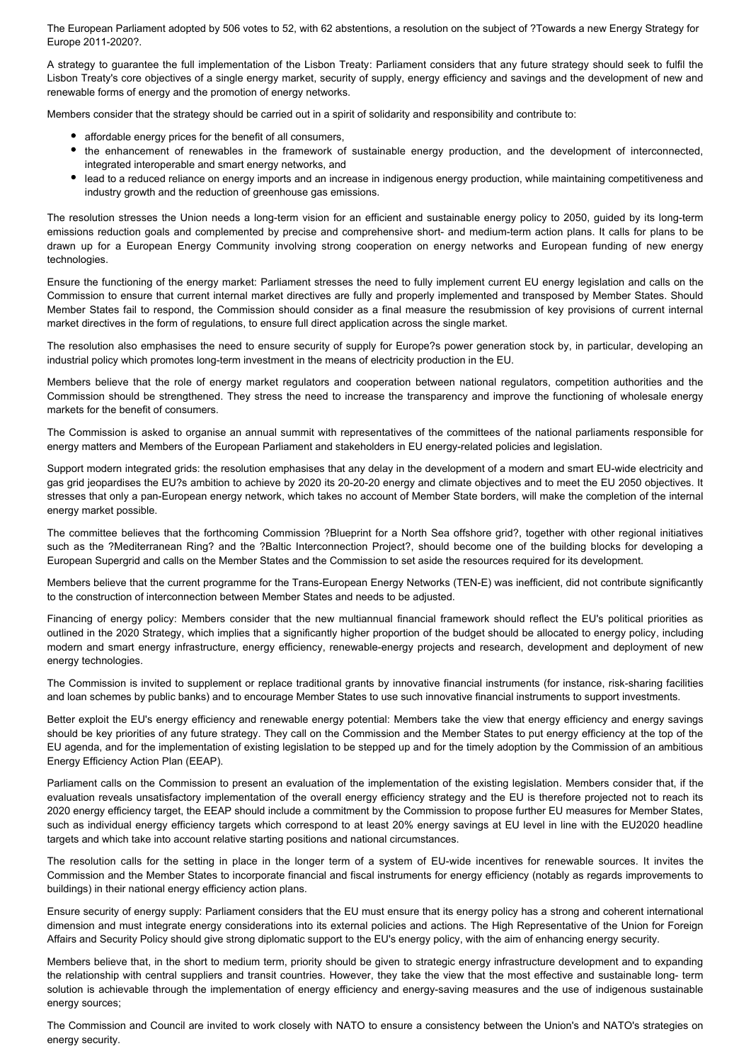The European Parliament adopted by 506 votes to 52, with 62 abstentions, a resolution on the subject of ?Towards a new Energy Strategy for Europe 2011-2020?.

A strategy to guarantee the full implementation of the Lisbon Treaty: Parliament considers that any future strategy should seek to fulfil the Lisbon Treaty's core objectives of a single energy market, security of supply, energy efficiency and savings and the development of new and renewable forms of energy and the promotion of energy networks.

Members consider that the strategy should be carried out in a spirit of solidarity and responsibility and contribute to:

- affordable energy prices for the benefit of all consumers,
- the enhancement of renewables in the framework of sustainable energy production, and the development of interconnected, integrated interoperable and smart energy networks, and
- lead to a reduced reliance on energy imports and an increase in indigenous energy production, while maintaining competitiveness and industry growth and the reduction of greenhouse gas emissions.

The resolution stresses the Union needs a long-term vision for an efficient and sustainable energy policy to 2050, guided by its long-term emissions reduction goals and complemented by precise and comprehensive short- and medium-term action plans. It calls for plans to be drawn up for a European Energy Community involving strong cooperation on energy networks and European funding of new energy technologies.

Ensure the functioning of the energy market: Parliament stresses the need to fully implement current EU energy legislation and calls on the Commission to ensure that current internal market directives are fully and properly implemented and transposed by Member States. Should Member States fail to respond, the Commission should consider as a final measure the resubmission of key provisions of current internal market directives in the form of regulations, to ensure full direct application across the single market.

The resolution also emphasises the need to ensure security of supply for Europe?s power generation stock by, in particular, developing an industrial policy which promotes long-term investment in the means of electricity production in the EU.

Members believe that the role of energy market regulators and cooperation between national regulators, competition authorities and the Commission should be strengthened. They stress the need to increase the transparency and improve the functioning of wholesale energy markets for the benefit of consumers.

The Commission is asked to organise an annual summit with representatives of the committees of the national parliaments responsible for energy matters and Members of the European Parliament and stakeholders in EU energy-related policies and legislation.

Support modern integrated grids: the resolution emphasises that any delay in the development of a modern and smart EU-wide electricity and gas grid jeopardises the EU?s ambition to achieve by 2020 its 20-20-20 energy and climate objectives and to meet the EU 2050 objectives. It stresses that only a pan-European energy network, which takes no account of Member State borders, will make the completion of the internal energy market possible.

The committee believes that the forthcoming Commission ?Blueprint for a North Sea offshore grid?, together with other regional initiatives such as the ?Mediterranean Ring? and the ?Baltic Interconnection Project?, should become one of the building blocks for developing a European Supergrid and calls on the Member States and the Commission to set aside the resources required for its development.

Members believe that the current programme for the Trans-European Energy Networks (TEN-E) was inefficient, did not contribute significantly to the construction of interconnection between Member States and needs to be adjusted.

Financing of energy policy: Members consider that the new multiannual financial framework should reflect the EU's political priorities as outlined in the 2020 Strategy, which implies that a significantly higher proportion of the budget should be allocated to energy policy, including modern and smart energy infrastructure, energy efficiency, renewable-energy projects and research, development and deployment of new energy technologies.

The Commission is invited to supplement or replace traditional grants by innovative financial instruments (for instance, risk-sharing facilities and loan schemes by public banks) and to encourage Member States to use such innovative financial instruments to support investments.

Better exploit the EU's energy efficiency and renewable energy potential: Members take the view that energy efficiency and energy savings should be key priorities of any future strategy. They call on the Commission and the Member States to put energy efficiency at the top of the EU agenda, and for the implementation of existing legislation to be stepped up and for the timely adoption by the Commission of an ambitious Energy Efficiency Action Plan (EEAP).

Parliament calls on the Commission to present an evaluation of the implementation of the existing legislation. Members consider that, if the evaluation reveals unsatisfactory implementation of the overall energy efficiency strategy and the EU is therefore projected not to reach its 2020 energy efficiency target, the EEAP should include a commitment by the Commission to propose further EU measures for Member States, such as individual energy efficiency targets which correspond to at least 20% energy savings at EU level in line with the EU2020 headline targets and which take into account relative starting positions and national circumstances.

The resolution calls for the setting in place in the longer term of a system of EU-wide incentives for renewable sources. It invites the Commission and the Member States to incorporate financial and fiscal instruments for energy efficiency (notably as regards improvements to buildings) in their national energy efficiency action plans.

Ensure security of energy supply: Parliament considers that the EU must ensure that its energy policy has a strong and coherent international dimension and must integrate energy considerations into its external policies and actions. The High Representative of the Union for Foreign Affairs and Security Policy should give strong diplomatic support to the EU's energy policy, with the aim of enhancing energy security.

Members believe that, in the short to medium term, priority should be given to strategic energy infrastructure development and to expanding the relationship with central suppliers and transit countries. However, they take the view that the most effective and sustainable long- term solution is achievable through the implementation of energy efficiency and energy-saving measures and the use of indigenous sustainable energy sources;

The Commission and Council are invited to work closely with NATO to ensure a consistency between the Union's and NATO's strategies on energy security.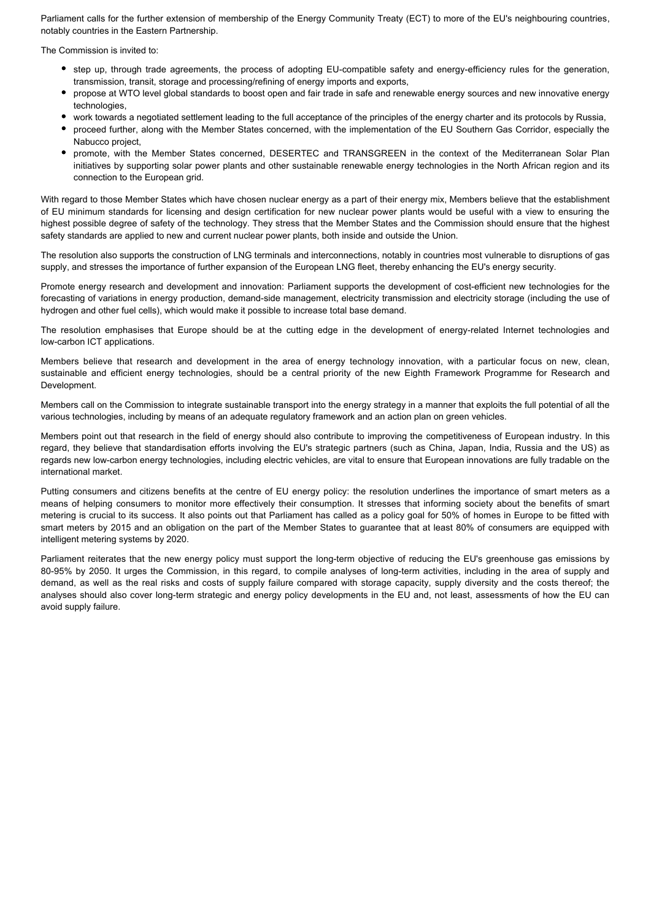Parliament calls for the further extension of membership of the Energy Community Treaty (ECT) to more of the EU's neighbouring countries, notably countries in the Eastern Partnership.

The Commission is invited to:

- step up, through trade agreements, the process of adopting EU-compatible safety and energy-efficiency rules for the generation, transmission, transit, storage and processing/refining of energy imports and exports,
- propose at WTO level global standards to boost open and fair trade in safe and renewable energy sources and new innovative energy technologies,
- work towards a negotiated settlement leading to the full acceptance of the principles of the energy charter and its protocols by Russia,
- proceed further, along with the Member States concerned, with the implementation of the EU Southern Gas Corridor, especially the Nabucco project,
- promote, with the Member States concerned, DESERTEC and TRANSGREEN in the context of the Mediterranean Solar Plan initiatives by supporting solar power plants and other sustainable renewable energy technologies in the North African region and its connection to the European grid.

With regard to those Member States which have chosen nuclear energy as a part of their energy mix, Members believe that the establishment of EU minimum standards for licensing and design certification for new nuclear power plants would be useful with a view to ensuring the highest possible degree of safety of the technology. They stress that the Member States and the Commission should ensure that the highest safety standards are applied to new and current nuclear power plants, both inside and outside the Union.

The resolution also supports the construction of LNG terminals and interconnections, notably in countries most vulnerable to disruptions of gas supply, and stresses the importance of further expansion of the European LNG fleet, thereby enhancing the EU's energy security.

Promote energy research and development and innovation: Parliament supports the development of cost-efficient new technologies for the forecasting of variations in energy production, demand-side management, electricity transmission and electricity storage (including the use of hydrogen and other fuel cells), which would make it possible to increase total base demand.

The resolution emphasises that Europe should be at the cutting edge in the development of energy-related Internet technologies and low-carbon ICT applications.

Members believe that research and development in the area of energy technology innovation, with a particular focus on new, clean, sustainable and efficient energy technologies, should be a central priority of the new Eighth Framework Programme for Research and Development.

Members call on the Commission to integrate sustainable transport into the energy strategy in a manner that exploits the full potential of all the various technologies, including by means of an adequate regulatory framework and an action plan on green vehicles.

Members point out that research in the field of energy should also contribute to improving the competitiveness of European industry. In this regard, they believe that standardisation efforts involving the EU's strategic partners (such as China, Japan, India, Russia and the US) as regards new low-carbon energy technologies, including electric vehicles, are vital to ensure that European innovations are fully tradable on the international market.

Putting consumers and citizens benefits at the centre of EU energy policy: the resolution underlines the importance of smart meters as a means of helping consumers to monitor more effectively their consumption. It stresses that informing society about the benefits of smart metering is crucial to its success. It also points out that Parliament has called as a policy goal for 50% of homes in Europe to be fitted with smart meters by 2015 and an obligation on the part of the Member States to guarantee that at least 80% of consumers are equipped with intelligent metering systems by 2020.

Parliament reiterates that the new energy policy must support the long-term objective of reducing the EU's greenhouse gas emissions by 80-95% by 2050. It urges the Commission, in this regard, to compile analyses of long-term activities, including in the area of supply and demand, as well as the real risks and costs of supply failure compared with storage capacity, supply diversity and the costs thereof; the analyses should also cover long-term strategic and energy policy developments in the EU and, not least, assessments of how the EU can avoid supply failure.